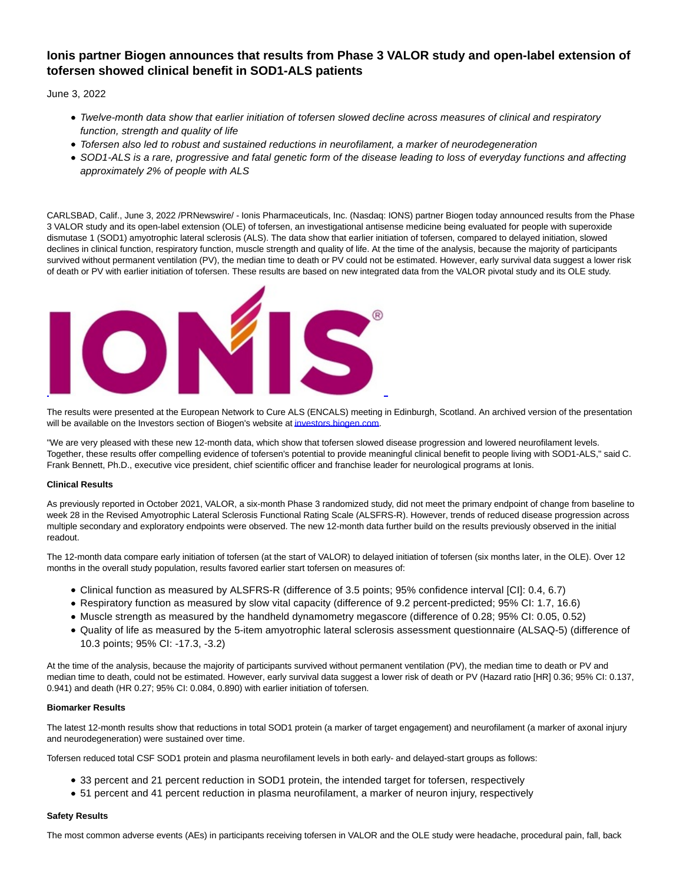# Ionis partner Biogen announces that results from Phase 3 VALOR study and open-label extension of tofersen showed clinical benefit in SOD1-ALS patients

June 3, 2022

- *Twelve-month data show that earlier initiation of tofersen slowed decline across measures of clinical and respiratory function, strength and quality of life*
- *Tofersen also led to robust and sustained reductions in neurofilament, a marker of neurodegeneration*
- *SOD1-ALS is a rare, progressive and fatal genetic form of the disease leading to loss of everyday functions and affecting approximately 2% of people with ALS*

CARLSBAD, Calif., June 3, 2022 /PRNewswire/ - Ionis Pharmaceuticals, Inc. (Nasdaq: IONS) partner Biogen today announced results from the Phase 3 VALOR study and its open-label extension (OLE) of tofersen, an investigational antisense medicine being evaluated for people with superoxide dismutase 1 (SOD1) amyotrophic lateral sclerosis (ALS). The data show that earlier initiation of tofersen, compared to delayed initiation, slowed declines in clinical function, respiratory function, muscle strength and quality of life. At the time of the analysis, because the majority of participants survived without permanent ventilation (PV), the median time to death or PV could not be estimated. However, early survival data suggest a lower risk of death or PV with earlier initiation of tofersen. These results are based on new integrated data from the VALOR pivotal study and its OLE study.

The results were presented at the European Network to Cure ALS (ENCALS) meeting in Edinburgh, Scotland. An archived version of the presentation will be available on the Investors section of Biogen's website at investors.biogen.com.

"We are very pleased with these new 12-month data, which show that tofersen slowed disease progression and lowered neurofilament levels. Together, these results offer compelling evidence of tofersen's potential to provide meaningful clinical benefit to people living with SOD1-ALS," said C. Frank Bennett, Ph.D., executive vice president, chief scientific officer and franchise leader for neurological programs at Ionis.

**Clinical Results**

As previously reported in October 2021, VALOR, a six-month Phase 3 randomized study, did not meet the primary endpoint of change from baseline to week 28 in the Revised Amyotrophic Lateral Sclerosis Functional Rating Scale (ALSFRS-R). However, trends of reduced disease progression across multiple secondary and exploratory endpoints were observed. The new 12-month data further build on the results previously observed in the initial readout.

The 12-month data compare early initiation of tofersen (at the start of VALOR) to delayed initiation of tofersen (six months later, in the OLE). Over 12 months in the overall study population, results favored earlier start tofersen on measures of:

- Clinical function as measured by ALSFRS-R (difference of 3.5 points; 95% confidence interval [CI]: 0.4, 6.7)
- Respiratory function as measured by slow vital capacity (difference of 9.2 percent-predicted; 95% CI: 1.7, 16.6)
- Muscle strength as measured by the handheld dynamometry megascore (difference of 0.28; 95% CI: 0.05, 0.52)
- Quality of life as measured by the 5-item amyotrophic lateral sclerosis assessment questionnaire (ALSAQ-5) (difference of 10.3 points; 95% CI: -17.3, -3.2)

At the time of the analysis, because the majority of participants survived without permanent ventilation (PV), the median time to death or PV and median time to death, could not be estimated. However, early survival data suggest a lower risk of death or PV (Hazard ratio [HR] 0.36; 95% CI: 0.137, 0.941) and death (HR 0.27; 95% CI: 0.084, 0.890) with earlier initiation of tofersen.

**Biomarker Results**

The latest 12-month results show that reductions in total SOD1 protein (a marker of target engagement) and neurofilament (a marker of axonal injury and neurodegeneration) were sustained over time.

Tofersen reduced total CSF SOD1 protein and plasma neurofilament levels in both early- and delayed-start groups as follows:

- 33 percent and 21 percent reduction in SOD1 protein, the intended target for tofersen, respectively
- 51 percent and 41 percent reduction in plasma neurofilament, a marker of neuron injury, respectively

**Safety Results**

The most common adverse events (AEs) in participants receiving tofersen in VALOR and the OLE study were headache, procedural pain, fall, back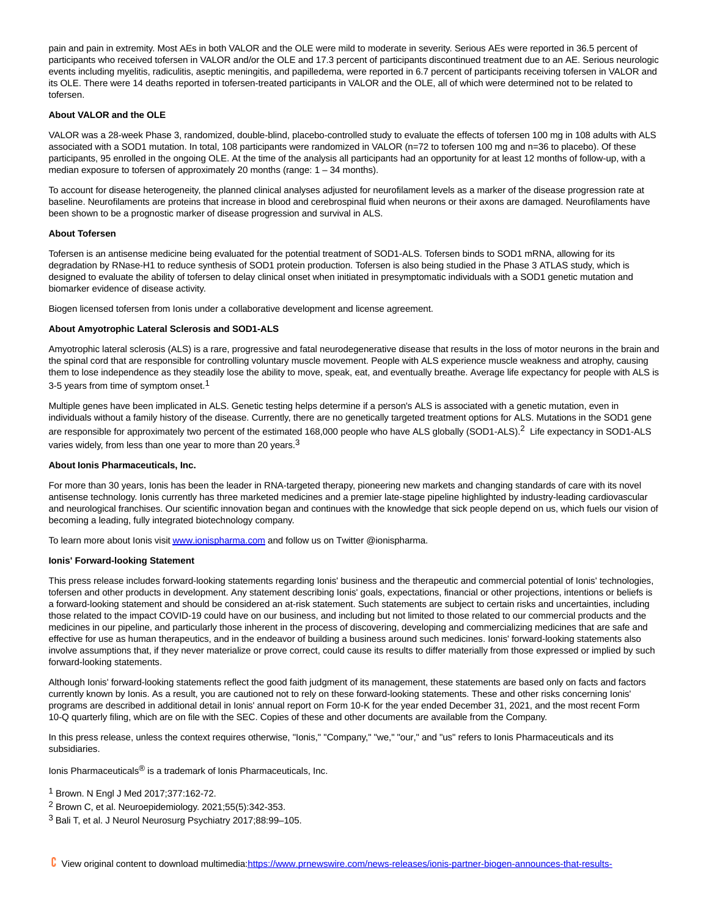pain and pain in extremity. Most AEs in both VALOR and the OLE were mild to moderate in severity. Serious AEs were reported in 36.5 percent of participants who received tofersen in VALOR and/or the OLE and 17.3 percent of participants discontinued treatment due to an AE. Serious neurologic events including myelitis, radiculitis, aseptic meningitis, and papilledema, were reported in 6.7 percent of participants receiving tofersen in VALOR and its OLE. There were 14 deaths reported in tofersen-treated participants in VALOR and the OLE, all of which were determined not to be related to tofersen.

**About VALOR and the OLE**

VALOR was a 28-week Phase 3, randomized, double-blind, placebo-controlled study to evaluate the effects of tofersen 100 mg in 108 adults with ALS associated with a SOD1 mutation. In total, 108 participants were randomized in VALOR (n=72 to tofersen 100 mg and n=36 to placebo). Of these participants, 95 enrolled in the ongoing OLE. At the time of the analysis all participants had an opportunity for at least 12 months of follow-up, with a median exposure to tofersen of approximately 20 months (range: 1 – 34 months).

To account for disease heterogeneity, the planned clinical analyses adjusted for neurofilament levels as a marker of the disease progression rate at baseline. Neurofilaments are proteins that increase in blood and cerebrospinal fluid when neurons or their axons are damaged. Neurofilaments have been shown to be a prognostic marker of disease progression and survival in ALS.

**About Tofersen**

Tofersen is an antisense medicine being evaluated for the potential treatment of SOD1-ALS. Tofersen binds to SOD1 mRNA, allowing for its degradation by RNase-H1 to reduce synthesis of SOD1 protein production. Tofersen is also being studied in the Phase 3 ATLAS study, which is designed to evaluate the ability of tofersen to delay clinical onset when initiated in presymptomatic individuals with a SOD1 genetic mutation and biomarker evidence of disease activity.

Biogen licensed tofersen from Ionis under a collaborative development and license agreement.

**About Amyotrophic Lateral Sclerosis and SOD1-ALS**

Amyotrophic lateral sclerosis (ALS) is a rare, progressive and fatal neurodegenerative disease that results in the loss of motor neurons in the brain and the spinal cord that are responsible for controlling voluntary muscle movement. People with ALS experience muscle weakness and atrophy, causing them to lose independence as they steadily lose the ability to move, speak, eat, and eventually breathe. Average life expectancy for people with ALS is 3-5 years from time of symptom onset.[1]

Multiple genes have been implicated in ALS. Genetic testing helps determine if a person's ALS is associated with a genetic mutation, even in individuals without a family history of the disease. Currently, there are no genetically targeted treatment options for ALS. Mutations in the SOD1 gene are responsible for approximately two percent of the estimated 168,000 people who have ALS globally (SOD1-ALS).[2] Life expectancy in SOD1-ALS varies widely, from less than one year to more than 20 years.[3]

**About Ionis Pharmaceuticals, Inc.**

For more than 30 years, Ionis has been the leader in RNA-targeted therapy, pioneering new markets and changing standards of care with its novel antisense technology. Ionis currently has three marketed medicines and a premier late-stage pipeline highlighted by industry-leading cardiovascular and neurological franchises. Our scientific innovation began and continues with the knowledge that sick people depend on us, which fuels our vision of becoming a leading, fully integrated biotechnology company.

To learn more about Ionis visit www.ionispharma.com and follow us on Twitter @ionispharma.

**Ionis' Forward-looking Statement**

This press release includes forward-looking statements regarding Ionis' business and the therapeutic and commercial potential of Ionis' technologies, tofersen and other products in development. Any statement describing Ionis' goals, expectations, financial or other projections, intentions or beliefs is a forward-looking statement and should be considered an at-risk statement. Such statements are subject to certain risks and uncertainties, including those related to the impact COVID-19 could have on our business, and including but not limited to those related to our commercial products and the medicines in our pipeline, and particularly those inherent in the process of discovering, developing and commercializing medicines that are safe and effective for use as human therapeutics, and in the endeavor of building a business around such medicines. Ionis' forward-looking statements also involve assumptions that, if they never materialize or prove correct, could cause its results to differ materially from those expressed or implied by such forward-looking statements.

Although Ionis' forward-looking statements reflect the good faith judgment of its management, these statements are based only on facts and factors currently known by Ionis. As a result, you are cautioned not to rely on these forward-looking statements. These and other risks concerning Ionis' programs are described in additional detail in Ionis' annual report on Form 10-K for the year ended December 31, 2021, and the most recent Form 10-Q quarterly filing, which are on file with the SEC. Copies of these and other documents are available from the Company.

In this press release, unless the context requires otherwise, "Ionis," "Company," "we," "our," and "us" refers to Ionis Pharmaceuticals and its subsidiaries.

Ionis Pharmaceuticals® is a trademark of Ionis Pharmaceuticals, Inc.

[1] Brown. N Engl J Med 2017;377:162-72.

[2] Brown C, et al. Neuroepidemiology. 2021;55(5):342-353.

[3] Bali T, et al. J Neurol Neurosurg Psychiatry 2017;88:99–105.

View original content to download multimedia:https://www.prnewswire.com/news-releases/ionis-partner-biogen-announces-that-results-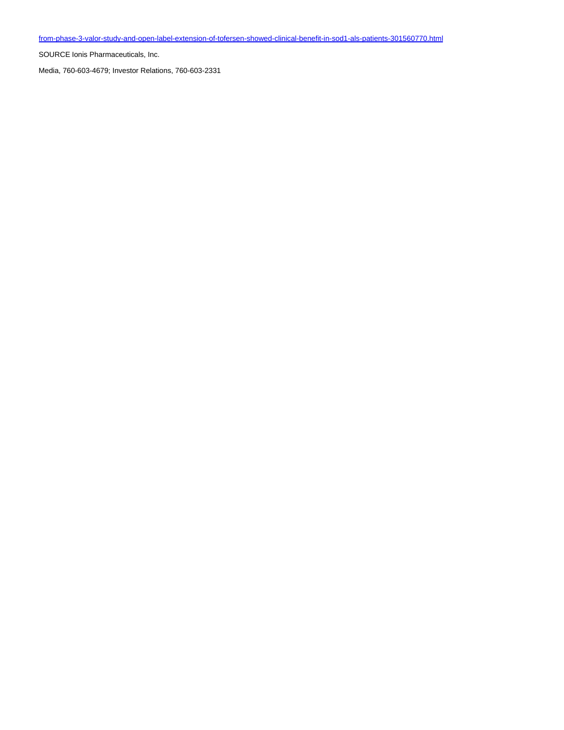from-phase-3-valor-study-and-open-label-extension-of-tofersen-showed-clinical-benefit-in-sod1-als-patients-301560770.html

SOURCE Ionis Pharmaceuticals, Inc.

Media, 760-603-4679; Investor Relations, 760-603-2331